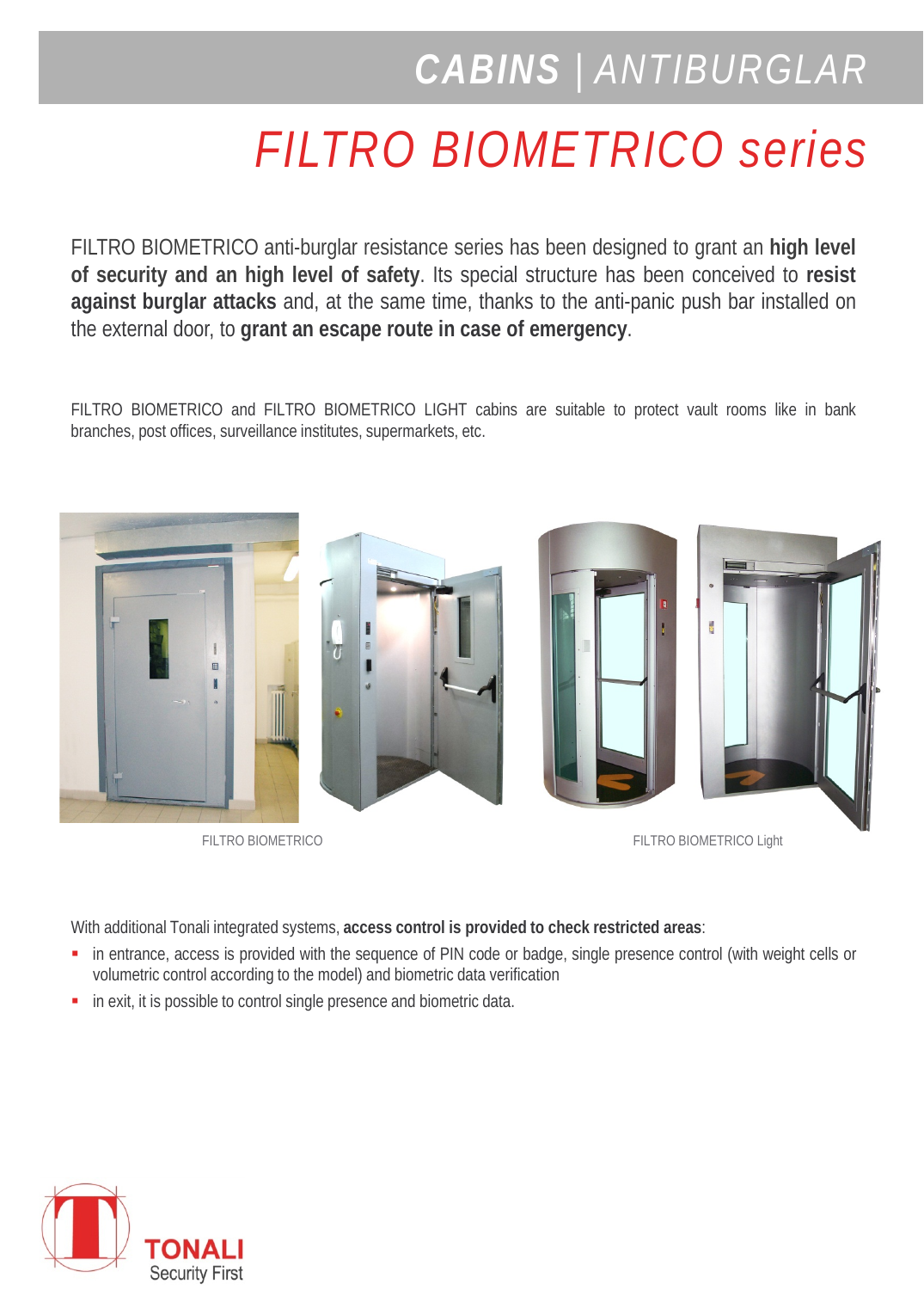# CABINS | ANTIBURGLAR

# FILTRO BIOMETRICO series

FILTRO BIOMETRICO anti-burglar resistance series has been designed to grant an **high level of security and an high level of safety**. Its special structure has been conceived to **resist against burglar attacks** and, at the same time, thanks to the anti-panic push bar installed on the external door, to **grant an escape route in case of emergency**.

FILTRO BIOMETRICO and FILTRO BIOMETRICO LIGHT cabins are suitable to protect vault rooms like in bank branches, post offices, surveillance institutes, supermarkets, etc.

FILTRO BIOMETRICO

FILTRO BIOMETRICO Light

With additional Tonali integrated systems, **access control is provided to check restricted areas**:

- in entrance, access is provided with the sequence of PIN code or badge, single presence control (with weight cells or volumetric control according to the model) and biometric data verification
- in exit, it is possible to control single presence and biometric data.

TONALI
Security First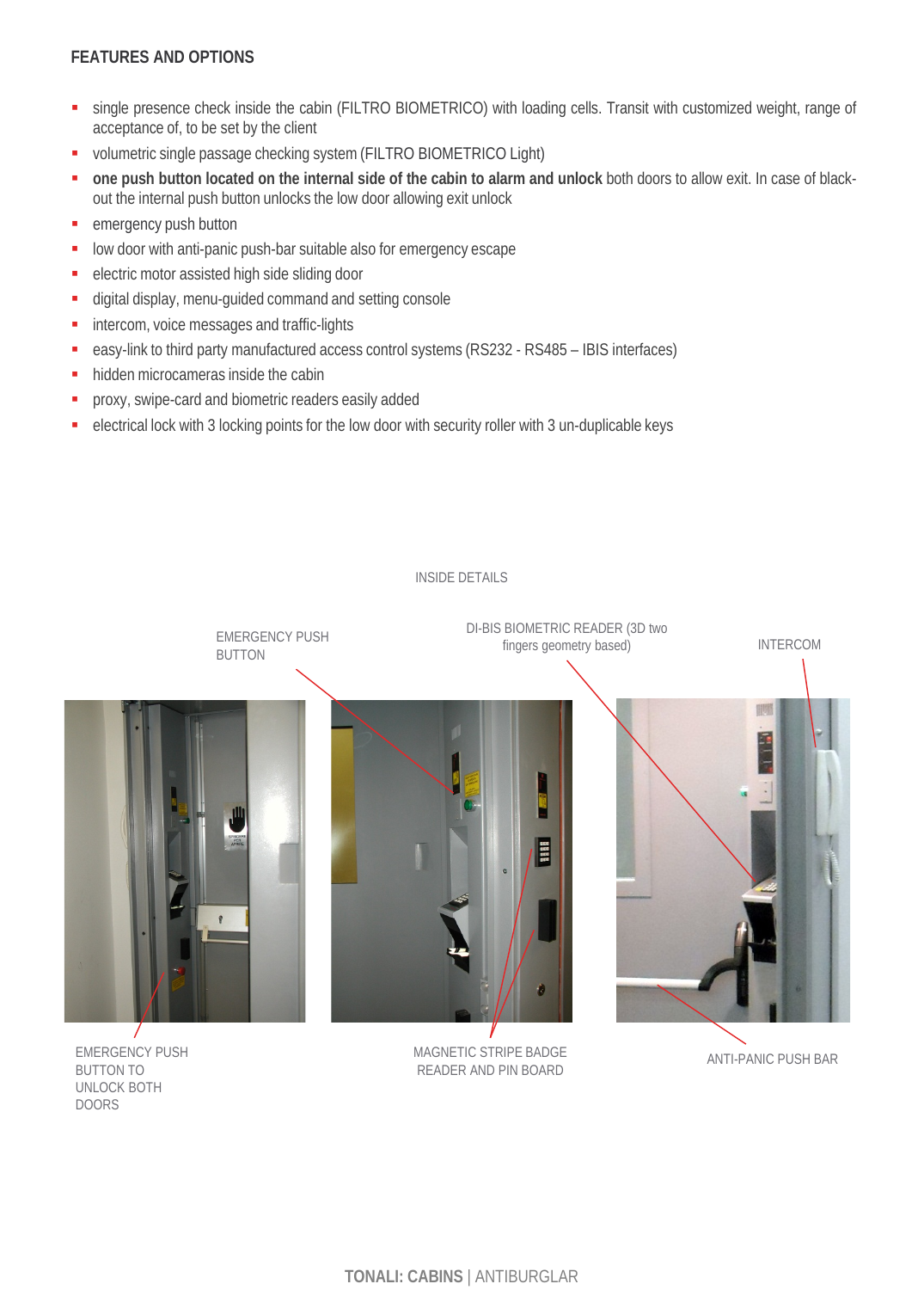## FEATURES AND OPTIONS

- single presence check inside the cabin (FILTRO BIOMETRICO) with loading cells. Transit with customized weight, range of acceptance of, to be set by the client
- volumetric single passage checking system (FILTRO BIOMETRICO Light)
- **one push button located on the internal side of the cabin to alarm and unlock** both doors to allow exit. In case of black-out the internal push button unlocks the low door allowing exit unlock
- emergency push button
- low door with anti-panic push-bar suitable also for emergency escape
- electric motor assisted high side sliding door
- digital display, menu-guided command and setting console
- intercom, voice messages and traffic-lights
- easy-link to third party manufactured access control systems (RS232 - RS485 – IBIS interfaces)
- hidden microcameras inside the cabin
- proxy, swipe-card and biometric readers easily added
- electrical lock with 3 locking points for the low door with security roller with 3 un-duplicable keys

INSIDE DETAILS

EMERGENCY PUSH BUTTON

DI-BIS BIOMETRIC READER (3D two fingers geometry based)

INTERCOM

EMERGENCY PUSH BUTTON TO UNLOCK BOTH DOORS

MAGNETIC STRIPE BADGE READER AND PIN BOARD

ANTI-PANIC PUSH BAR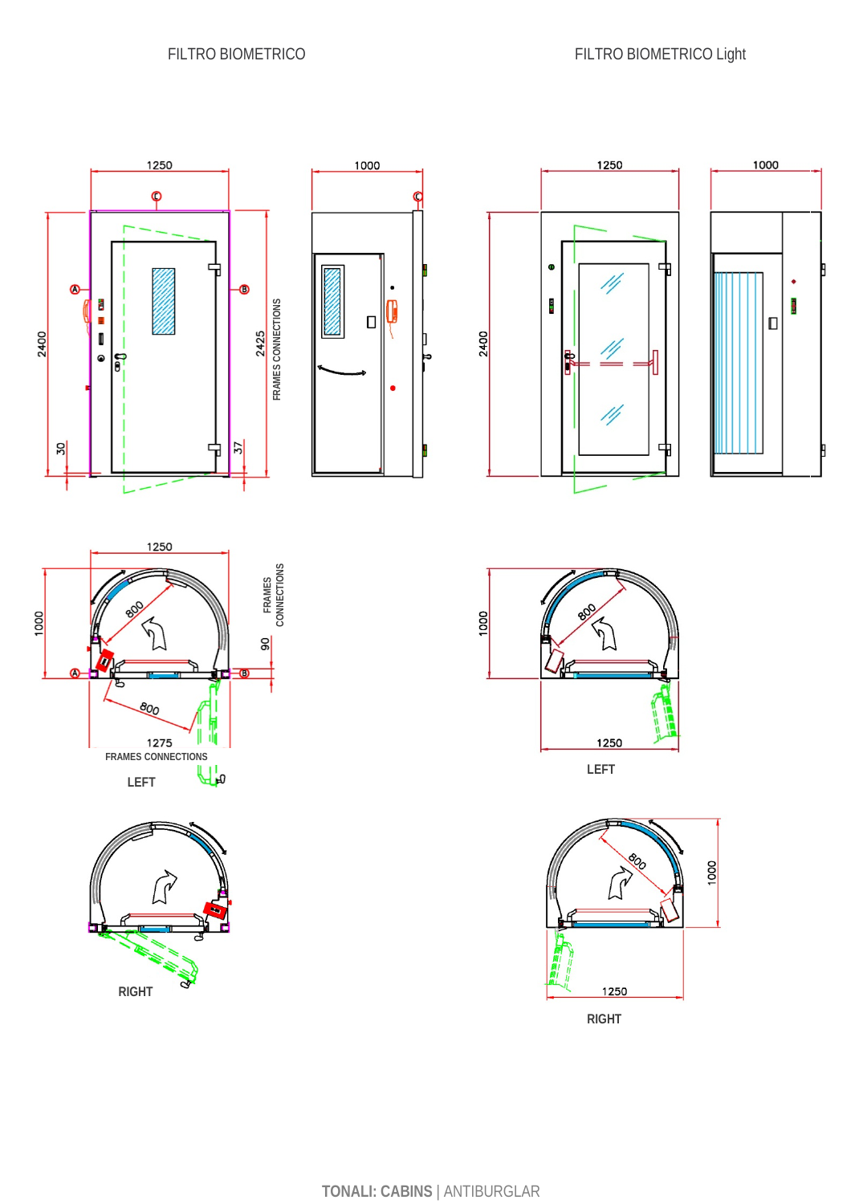FILTRO BIOMETRICO

FILTRO BIOMETRICO Light

1250

1000

2400

2425

FRAMES CONNECTIONS

30

37

1250

1000

2400

1250

1000

800

90

FRAMES CONNECTIONS

800

1275

FRAMES CONNECTIONS

LEFT

1000

800

1250

LEFT

RIGHT

800

1000

1250

RIGHT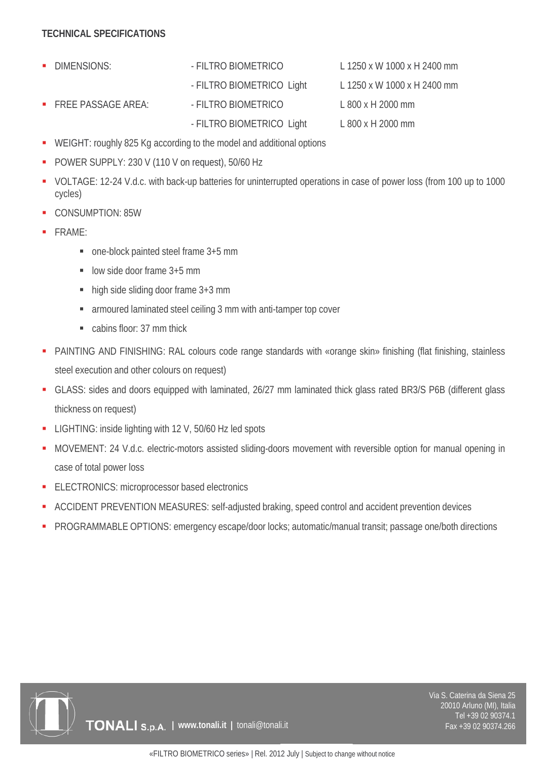## TECHNICAL SPECIFICATIONS

| | | |
|---|---|---|
| DIMENSIONS: | - FILTRO BIOMETRICO | L 1250 x W 1000 x H 2400 mm |
| | - FILTRO BIOMETRICO Light | L 1250 x W 1000 x H 2400 mm |
| FREE PASSAGE AREA: | - FILTRO BIOMETRICO | L 800 x H 2000 mm |
| | - FILTRO BIOMETRICO Light | L 800 x H 2000 mm |

- WEIGHT: roughly 825 Kg according to the model and additional options
- POWER SUPPLY: 230 V (110 V on request), 50/60 Hz
- VOLTAGE: 12-24 V.d.c. with back-up batteries for uninterrupted operations in case of power loss (from 100 up to 1000 cycles)
- CONSUMPTION: 85W
- FRAME:
  - one-block painted steel frame 3+5 mm
  - low side door frame 3+5 mm
  - high side sliding door frame 3+3 mm
  - armoured laminated steel ceiling 3 mm with anti-tamper top cover
  - cabins floor: 37 mm thick
- PAINTING AND FINISHING: RAL colours code range standards with «orange skin» finishing (flat finishing, stainless steel execution and other colours on request)
- GLASS: sides and doors equipped with laminated, 26/27 mm laminated thick glass rated BR3/S P6B (different glass thickness on request)
- LIGHTING: inside lighting with 12 V, 50/60 Hz led spots
- MOVEMENT: 24 V.d.c. electric-motors assisted sliding-doors movement with reversible option for manual opening in case of total power loss
- ELECTRONICS: microprocessor based electronics
- ACCIDENT PREVENTION MEASURES: self-adjusted braking, speed control and accident prevention devices
- PROGRAMMABLE OPTIONS: emergency escape/door locks; automatic/manual transit; passage one/both directions

TONALI S.p.A. | www.tonali.it | tonali@tonali.it

Via S. Caterina da Siena 25
20010 Arluno (MI), Italia
Tel +39 02 90374.1
Fax +39 02 90374.266